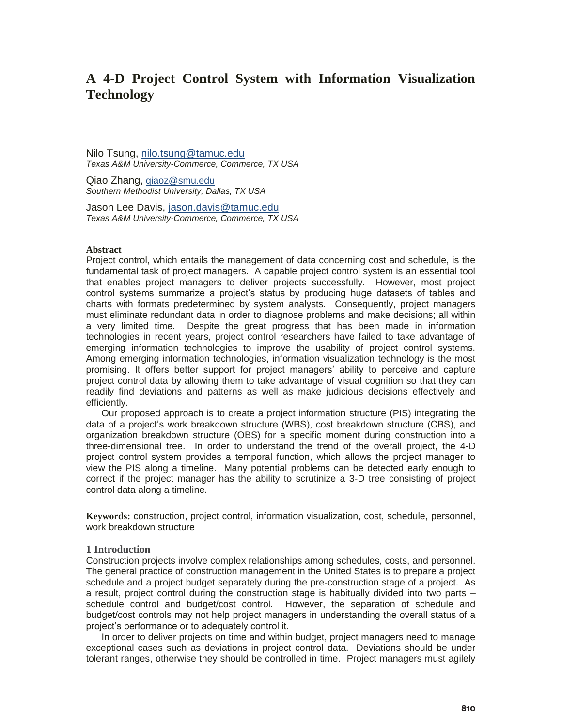# A 4-D Project Control System with Information Visualization Technology

Nilo Tsung, nilo.tsung@tamuc.edu
*Texas A&M University-Commerce, Commerce, TX USA*

Qiao Zhang, qiaoz@smu.edu
*Southern Methodist University, Dallas, TX USA*

Jason Lee Davis, jason.davis@tamuc.edu
*Texas A&M University-Commerce, Commerce, TX USA*

**Abstract**

Project control, which entails the management of data concerning cost and schedule, is the fundamental task of project managers. A capable project control system is an essential tool that enables project managers to deliver projects successfully. However, most project control systems summarize a project's status by producing huge datasets of tables and charts with formats predetermined by system analysts. Consequently, project managers must eliminate redundant data in order to diagnose problems and make decisions; all within a very limited time. Despite the great progress that has been made in information technologies in recent years, project control researchers have failed to take advantage of emerging information technologies to improve the usability of project control systems. Among emerging information technologies, information visualization technology is the most promising. It offers better support for project managers' ability to perceive and capture project control data by allowing them to take advantage of visual cognition so that they can readily find deviations and patterns as well as make judicious decisions effectively and efficiently.

Our proposed approach is to create a project information structure (PIS) integrating the data of a project's work breakdown structure (WBS), cost breakdown structure (CBS), and organization breakdown structure (OBS) for a specific moment during construction into a three-dimensional tree. In order to understand the trend of the overall project, the 4-D project control system provides a temporal function, which allows the project manager to view the PIS along a timeline. Many potential problems can be detected early enough to correct if the project manager has the ability to scrutinize a 3-D tree consisting of project control data along a timeline.

**Keywords:** construction, project control, information visualization, cost, schedule, personnel, work breakdown structure

## 1 Introduction

Construction projects involve complex relationships among schedules, costs, and personnel. The general practice of construction management in the United States is to prepare a project schedule and a project budget separately during the pre-construction stage of a project. As a result, project control during the construction stage is habitually divided into two parts – schedule control and budget/cost control. However, the separation of schedule and budget/cost controls may not help project managers in understanding the overall status of a project's performance or to adequately control it.

In order to deliver projects on time and within budget, project managers need to manage exceptional cases such as deviations in project control data. Deviations should be under tolerant ranges, otherwise they should be controlled in time. Project managers must agilely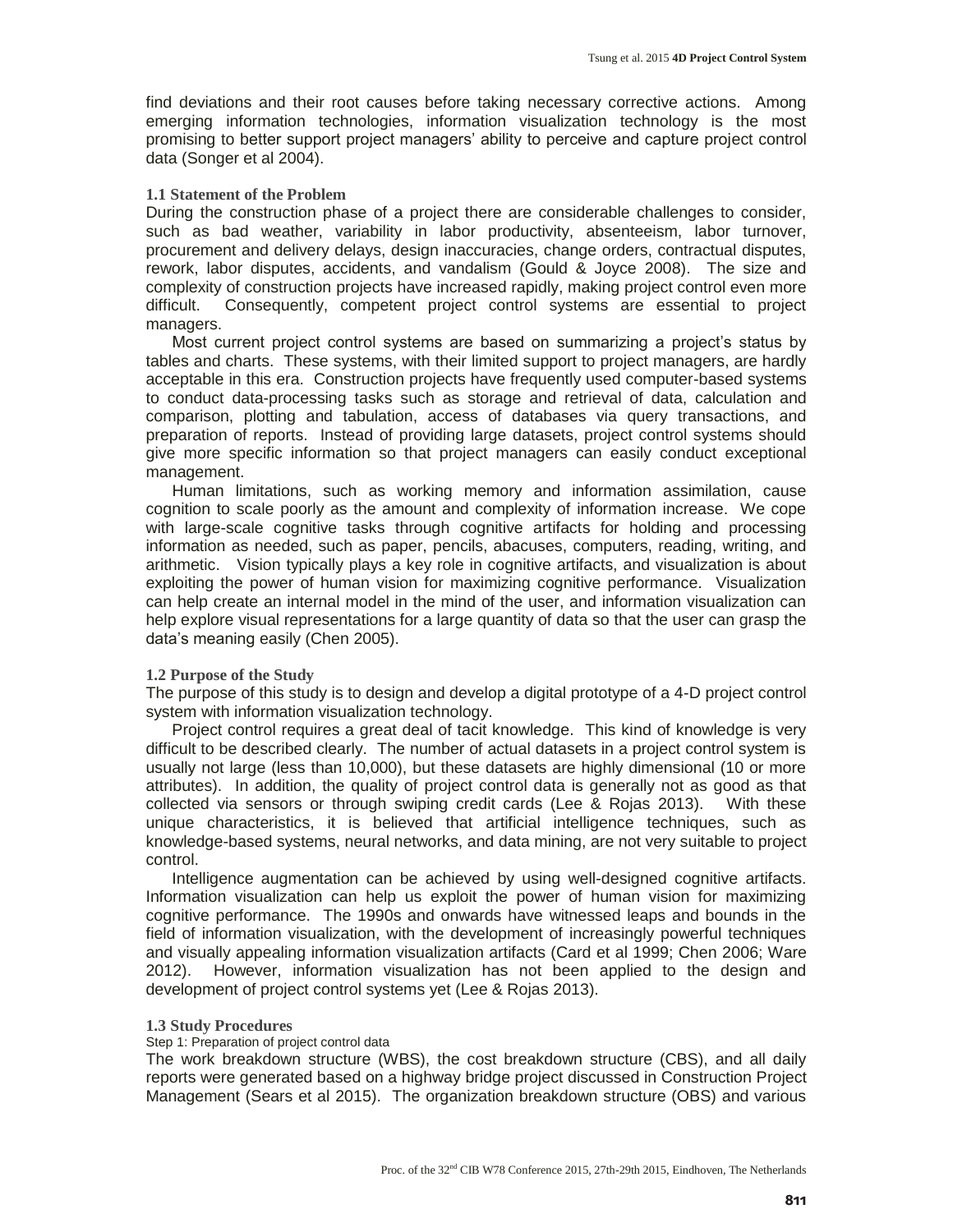find deviations and their root causes before taking necessary corrective actions. Among emerging information technologies, information visualization technology is the most promising to better support project managers' ability to perceive and capture project control data (Songer et al 2004).

### 1.1 Statement of the Problem

During the construction phase of a project there are considerable challenges to consider, such as bad weather, variability in labor productivity, absenteeism, labor turnover, procurement and delivery delays, design inaccuracies, change orders, contractual disputes, rework, labor disputes, accidents, and vandalism (Gould & Joyce 2008). The size and complexity of construction projects have increased rapidly, making project control even more difficult. Consequently, competent project control systems are essential to project managers.

Most current project control systems are based on summarizing a project's status by tables and charts. These systems, with their limited support to project managers, are hardly acceptable in this era. Construction projects have frequently used computer-based systems to conduct data-processing tasks such as storage and retrieval of data, calculation and comparison, plotting and tabulation, access of databases via query transactions, and preparation of reports. Instead of providing large datasets, project control systems should give more specific information so that project managers can easily conduct exceptional management.

Human limitations, such as working memory and information assimilation, cause cognition to scale poorly as the amount and complexity of information increase. We cope with large-scale cognitive tasks through cognitive artifacts for holding and processing information as needed, such as paper, pencils, abacuses, computers, reading, writing, and arithmetic. Vision typically plays a key role in cognitive artifacts, and visualization is about exploiting the power of human vision for maximizing cognitive performance. Visualization can help create an internal model in the mind of the user, and information visualization can help explore visual representations for a large quantity of data so that the user can grasp the data's meaning easily (Chen 2005).

### 1.2 Purpose of the Study

The purpose of this study is to design and develop a digital prototype of a 4-D project control system with information visualization technology.

Project control requires a great deal of tacit knowledge. This kind of knowledge is very difficult to be described clearly. The number of actual datasets in a project control system is usually not large (less than 10,000), but these datasets are highly dimensional (10 or more attributes). In addition, the quality of project control data is generally not as good as that collected via sensors or through swiping credit cards (Lee & Rojas 2013). With these unique characteristics, it is believed that artificial intelligence techniques, such as knowledge-based systems, neural networks, and data mining, are not very suitable to project control.

Intelligence augmentation can be achieved by using well-designed cognitive artifacts. Information visualization can help us exploit the power of human vision for maximizing cognitive performance. The 1990s and onwards have witnessed leaps and bounds in the field of information visualization, with the development of increasingly powerful techniques and visually appealing information visualization artifacts (Card et al 1999; Chen 2006; Ware 2012). However, information visualization has not been applied to the design and development of project control systems yet (Lee & Rojas 2013).

### 1.3 Study Procedures

Step 1: Preparation of project control data

The work breakdown structure (WBS), the cost breakdown structure (CBS), and all daily reports were generated based on a highway bridge project discussed in Construction Project Management (Sears et al 2015). The organization breakdown structure (OBS) and various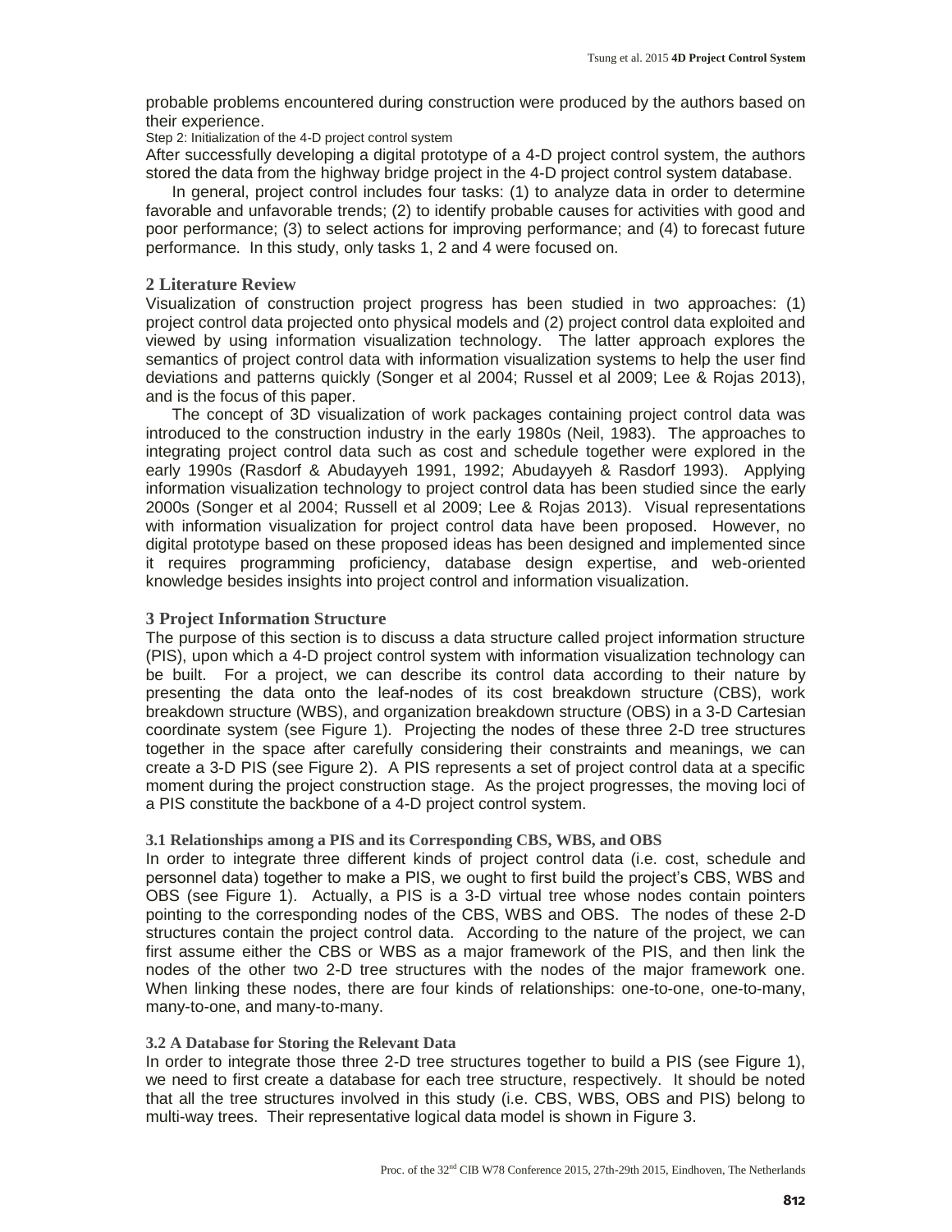probable problems encountered during construction were produced by the authors based on their experience.

Step 2: Initialization of the 4-D project control system

After successfully developing a digital prototype of a 4-D project control system, the authors stored the data from the highway bridge project in the 4-D project control system database.

In general, project control includes four tasks: (1) to analyze data in order to determine favorable and unfavorable trends; (2) to identify probable causes for activities with good and poor performance; (3) to select actions for improving performance; and (4) to forecast future performance. In this study, only tasks 1, 2 and 4 were focused on.

## 2 Literature Review

Visualization of construction project progress has been studied in two approaches: (1) project control data projected onto physical models and (2) project control data exploited and viewed by using information visualization technology. The latter approach explores the semantics of project control data with information visualization systems to help the user find deviations and patterns quickly (Songer et al 2004; Russel et al 2009; Lee & Rojas 2013), and is the focus of this paper.

The concept of 3D visualization of work packages containing project control data was introduced to the construction industry in the early 1980s (Neil, 1983). The approaches to integrating project control data such as cost and schedule together were explored in the early 1990s (Rasdorf & Abudayyeh 1991, 1992; Abudayyeh & Rasdorf 1993). Applying information visualization technology to project control data has been studied since the early 2000s (Songer et al 2004; Russell et al 2009; Lee & Rojas 2013). Visual representations with information visualization for project control data have been proposed. However, no digital prototype based on these proposed ideas has been designed and implemented since it requires programming proficiency, database design expertise, and web-oriented knowledge besides insights into project control and information visualization.

## 3 Project Information Structure

The purpose of this section is to discuss a data structure called project information structure (PIS), upon which a 4-D project control system with information visualization technology can be built. For a project, we can describe its control data according to their nature by presenting the data onto the leaf-nodes of its cost breakdown structure (CBS), work breakdown structure (WBS), and organization breakdown structure (OBS) in a 3-D Cartesian coordinate system (see Figure 1). Projecting the nodes of these three 2-D tree structures together in the space after carefully considering their constraints and meanings, we can create a 3-D PIS (see Figure 2). A PIS represents a set of project control data at a specific moment during the project construction stage. As the project progresses, the moving loci of a PIS constitute the backbone of a 4-D project control system.

### 3.1 Relationships among a PIS and its Corresponding CBS, WBS, and OBS

In order to integrate three different kinds of project control data (i.e. cost, schedule and personnel data) together to make a PIS, we ought to first build the project's CBS, WBS and OBS (see Figure 1). Actually, a PIS is a 3-D virtual tree whose nodes contain pointers pointing to the corresponding nodes of the CBS, WBS and OBS. The nodes of these 2-D structures contain the project control data. According to the nature of the project, we can first assume either the CBS or WBS as a major framework of the PIS, and then link the nodes of the other two 2-D tree structures with the nodes of the major framework one. When linking these nodes, there are four kinds of relationships: one-to-one, one-to-many, many-to-one, and many-to-many.

### 3.2 A Database for Storing the Relevant Data

In order to integrate those three 2-D tree structures together to build a PIS (see Figure 1), we need to first create a database for each tree structure, respectively. It should be noted that all the tree structures involved in this study (i.e. CBS, WBS, OBS and PIS) belong to multi-way trees. Their representative logical data model is shown in Figure 3.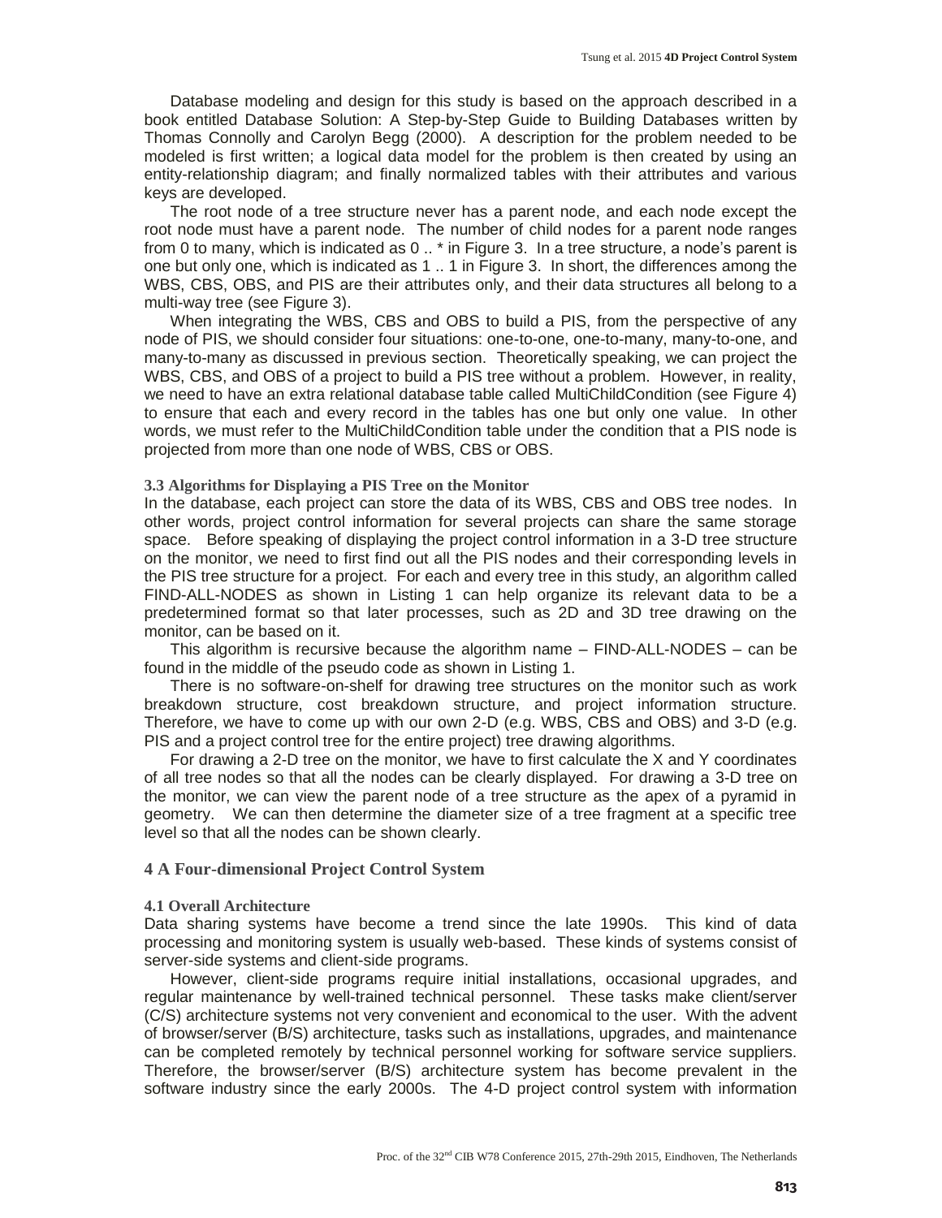Database modeling and design for this study is based on the approach described in a book entitled Database Solution: A Step-by-Step Guide to Building Databases written by Thomas Connolly and Carolyn Begg (2000). A description for the problem needed to be modeled is first written; a logical data model for the problem is then created by using an entity-relationship diagram; and finally normalized tables with their attributes and various keys are developed.

The root node of a tree structure never has a parent node, and each node except the root node must have a parent node. The number of child nodes for a parent node ranges from 0 to many, which is indicated as 0 .. * in Figure 3. In a tree structure, a node's parent is one but only one, which is indicated as 1 .. 1 in Figure 3. In short, the differences among the WBS, CBS, OBS, and PIS are their attributes only, and their data structures all belong to a multi-way tree (see Figure 3).

When integrating the WBS, CBS and OBS to build a PIS, from the perspective of any node of PIS, we should consider four situations: one-to-one, one-to-many, many-to-one, and many-to-many as discussed in previous section. Theoretically speaking, we can project the WBS, CBS, and OBS of a project to build a PIS tree without a problem. However, in reality, we need to have an extra relational database table called MultiChildCondition (see Figure 4) to ensure that each and every record in the tables has one but only one value. In other words, we must refer to the MultiChildCondition table under the condition that a PIS node is projected from more than one node of WBS, CBS or OBS.

### 3.3 Algorithms for Displaying a PIS Tree on the Monitor

In the database, each project can store the data of its WBS, CBS and OBS tree nodes. In other words, project control information for several projects can share the same storage space. Before speaking of displaying the project control information in a 3-D tree structure on the monitor, we need to first find out all the PIS nodes and their corresponding levels in the PIS tree structure for a project. For each and every tree in this study, an algorithm called FIND-ALL-NODES as shown in Listing 1 can help organize its relevant data to be a predetermined format so that later processes, such as 2D and 3D tree drawing on the monitor, can be based on it.

This algorithm is recursive because the algorithm name – FIND-ALL-NODES – can be found in the middle of the pseudo code as shown in Listing 1.

There is no software-on-shelf for drawing tree structures on the monitor such as work breakdown structure, cost breakdown structure, and project information structure. Therefore, we have to come up with our own 2-D (e.g. WBS, CBS and OBS) and 3-D (e.g. PIS and a project control tree for the entire project) tree drawing algorithms.

For drawing a 2-D tree on the monitor, we have to first calculate the X and Y coordinates of all tree nodes so that all the nodes can be clearly displayed. For drawing a 3-D tree on the monitor, we can view the parent node of a tree structure as the apex of a pyramid in geometry. We can then determine the diameter size of a tree fragment at a specific tree level so that all the nodes can be shown clearly.

## 4 A Four-dimensional Project Control System

### 4.1 Overall Architecture

Data sharing systems have become a trend since the late 1990s. This kind of data processing and monitoring system is usually web-based. These kinds of systems consist of server-side systems and client-side programs.

However, client-side programs require initial installations, occasional upgrades, and regular maintenance by well-trained technical personnel. These tasks make client/server (C/S) architecture systems not very convenient and economical to the user. With the advent of browser/server (B/S) architecture, tasks such as installations, upgrades, and maintenance can be completed remotely by technical personnel working for software service suppliers. Therefore, the browser/server (B/S) architecture system has become prevalent in the software industry since the early 2000s. The 4-D project control system with information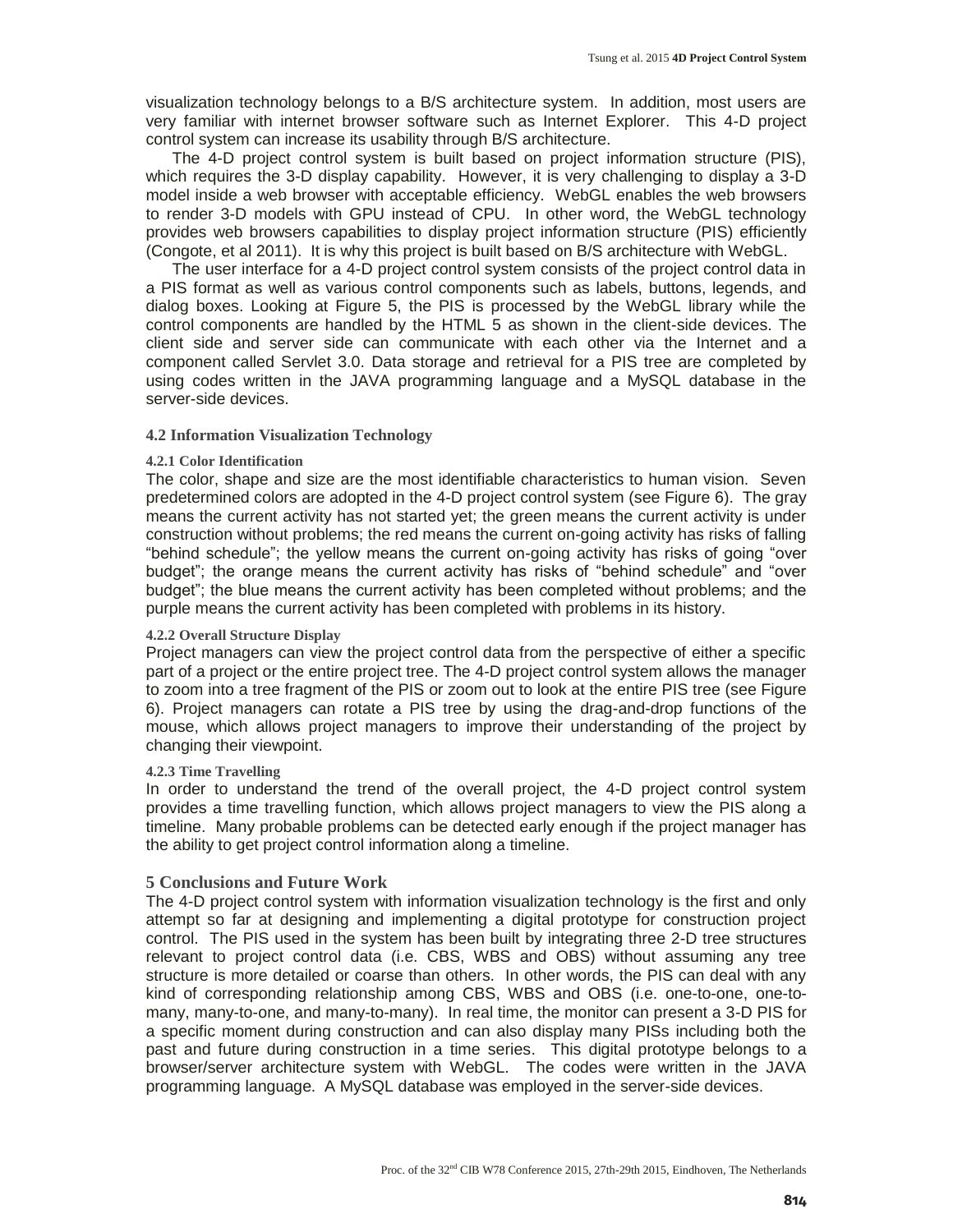visualization technology belongs to a B/S architecture system. In addition, most users are very familiar with internet browser software such as Internet Explorer. This 4-D project control system can increase its usability through B/S architecture.

The 4-D project control system is built based on project information structure (PIS), which requires the 3-D display capability. However, it is very challenging to display a 3-D model inside a web browser with acceptable efficiency. WebGL enables the web browsers to render 3-D models with GPU instead of CPU. In other word, the WebGL technology provides web browsers capabilities to display project information structure (PIS) efficiently (Congote, et al 2011). It is why this project is built based on B/S architecture with WebGL.

The user interface for a 4-D project control system consists of the project control data in a PIS format as well as various control components such as labels, buttons, legends, and dialog boxes. Looking at Figure 5, the PIS is processed by the WebGL library while the control components are handled by the HTML 5 as shown in the client-side devices. The client side and server side can communicate with each other via the Internet and a component called Servlet 3.0. Data storage and retrieval for a PIS tree are completed by using codes written in the JAVA programming language and a MySQL database in the server-side devices.

### 4.2 Information Visualization Technology

#### 4.2.1 Color Identification

The color, shape and size are the most identifiable characteristics to human vision. Seven predetermined colors are adopted in the 4-D project control system (see Figure 6). The gray means the current activity has not started yet; the green means the current activity is under construction without problems; the red means the current on-going activity has risks of falling "behind schedule"; the yellow means the current on-going activity has risks of going "over budget"; the orange means the current activity has risks of "behind schedule" and "over budget"; the blue means the current activity has been completed without problems; and the purple means the current activity has been completed with problems in its history.

#### 4.2.2 Overall Structure Display

Project managers can view the project control data from the perspective of either a specific part of a project or the entire project tree. The 4-D project control system allows the manager to zoom into a tree fragment of the PIS or zoom out to look at the entire PIS tree (see Figure 6). Project managers can rotate a PIS tree by using the drag-and-drop functions of the mouse, which allows project managers to improve their understanding of the project by changing their viewpoint.

#### 4.2.3 Time Travelling

In order to understand the trend of the overall project, the 4-D project control system provides a time travelling function, which allows project managers to view the PIS along a timeline. Many probable problems can be detected early enough if the project manager has the ability to get project control information along a timeline.

## 5 Conclusions and Future Work

The 4-D project control system with information visualization technology is the first and only attempt so far at designing and implementing a digital prototype for construction project control. The PIS used in the system has been built by integrating three 2-D tree structures relevant to project control data (i.e. CBS, WBS and OBS) without assuming any tree structure is more detailed or coarse than others. In other words, the PIS can deal with any kind of corresponding relationship among CBS, WBS and OBS (i.e. one-to-one, one-to-many, many-to-one, and many-to-many). In real time, the monitor can present a 3-D PIS for a specific moment during construction and can also display many PISs including both the past and future during construction in a time series. This digital prototype belongs to a browser/server architecture system with WebGL. The codes were written in the JAVA programming language. A MySQL database was employed in the server-side devices.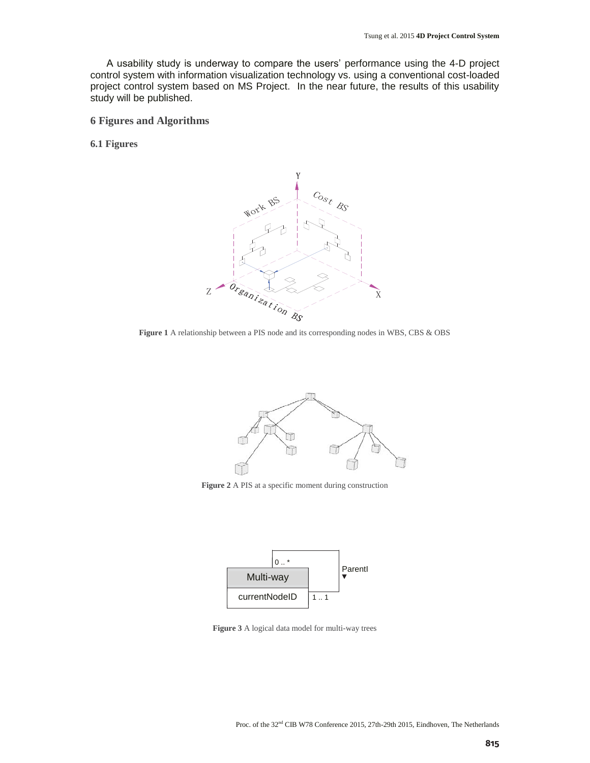A usability study is underway to compare the users' performance using the 4-D project control system with information visualization technology vs. using a conventional cost-loaded project control system based on MS Project. In the near future, the results of this usability study will be published.

## 6 Figures and Algorithms

### 6.1 Figures

**Figure 1** A relationship between a PIS node and its corresponding nodes in WBS, CBS & OBS

**Figure 2** A PIS at a specific moment during construction

**Figure 3** A logical data model for multi-way trees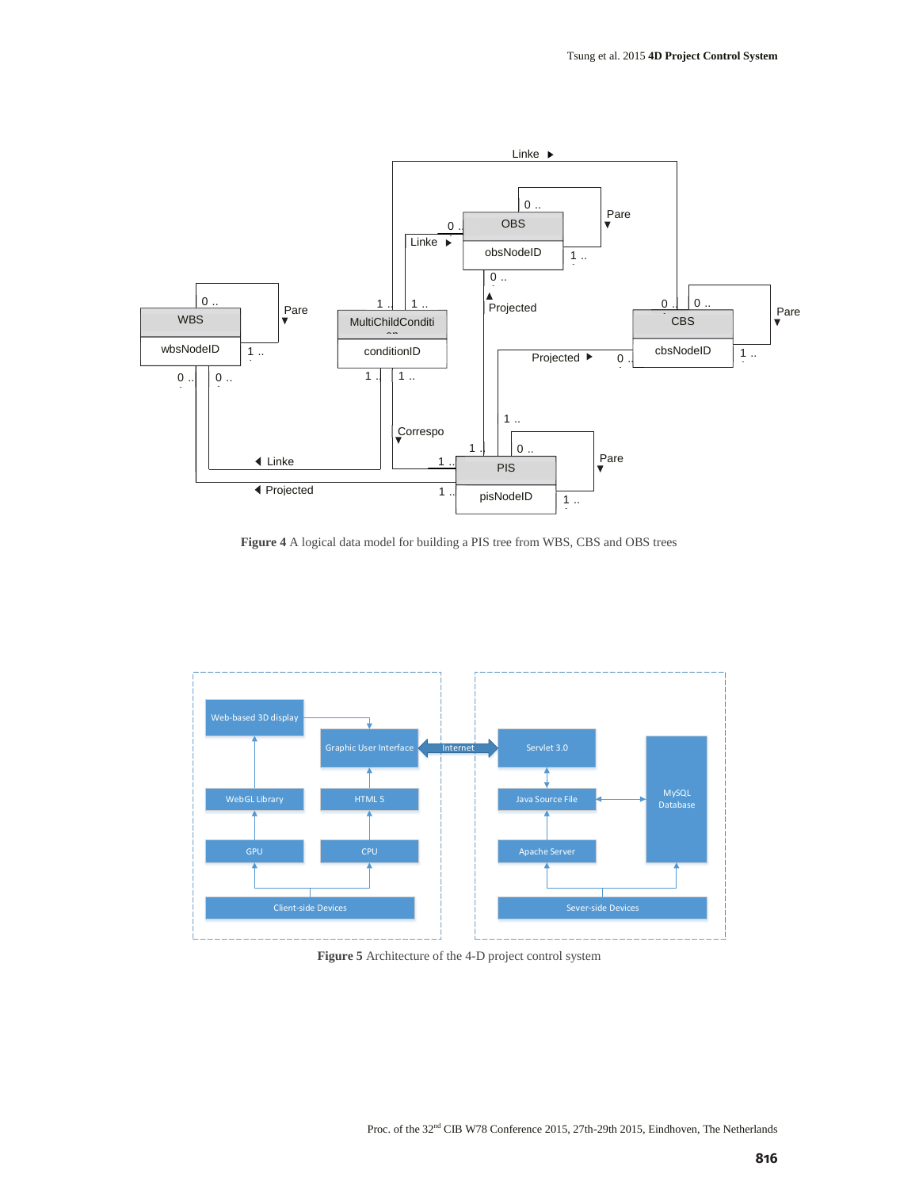Figure 4 A logical data model for building a PIS tree from WBS, CBS and OBS trees

Figure 5 Architecture of the 4-D project control system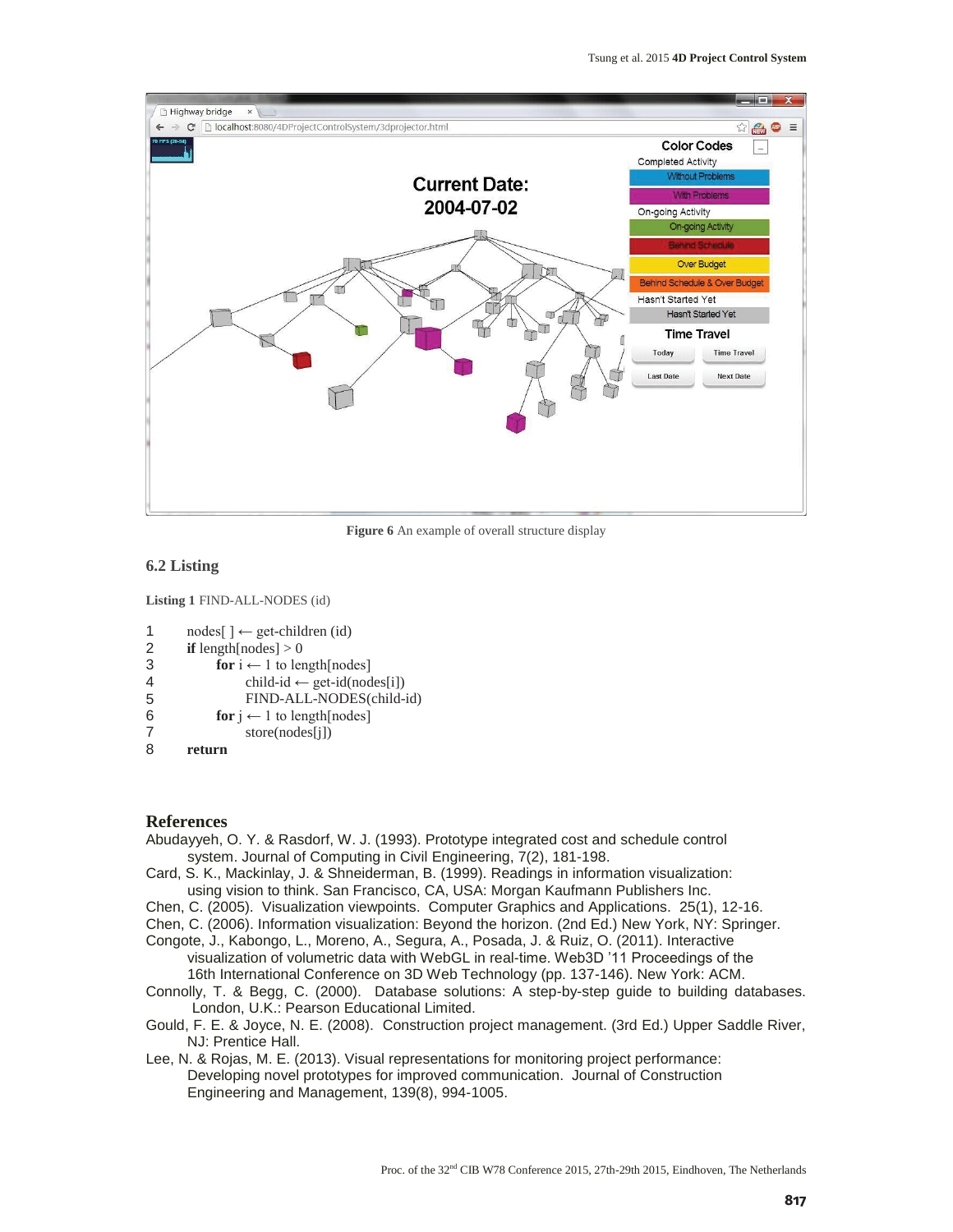Figure 6 An example of overall structure display

## 6.2 Listing

**Listing 1** FIND-ALL-NODES (id)

```
1    nodes[ ] ← get-children (id)
2    if length[nodes] > 0
3        for i ← 1 to length[nodes]
4            child-id ← get-id(nodes[i])
5            FIND-ALL-NODES(child-id)
6        for j ← 1 to length[nodes]
7            store(nodes[j])
8    return
```

## References

Abudayyeh, O. Y. & Rasdorf, W. J. (1993). Prototype integrated cost and schedule control system. Journal of Computing in Civil Engineering, 7(2), 181-198.

Card, S. K., Mackinlay, J. & Shneiderman, B. (1999). Readings in information visualization: using vision to think. San Francisco, CA, USA: Morgan Kaufmann Publishers Inc.

Chen, C. (2005). Visualization viewpoints. Computer Graphics and Applications. 25(1), 12-16.

Chen, C. (2006). Information visualization: Beyond the horizon. (2nd Ed.) New York, NY: Springer.

Congote, J., Kabongo, L., Moreno, A., Segura, A., Posada, J. & Ruiz, O. (2011). Interactive visualization of volumetric data with WebGL in real-time. Web3D '11 Proceedings of the 16th International Conference on 3D Web Technology (pp. 137-146). New York: ACM.

Connolly, T. & Begg, C. (2000). Database solutions: A step-by-step guide to building databases. London, U.K.: Pearson Educational Limited.

Gould, F. E. & Joyce, N. E. (2008). Construction project management. (3rd Ed.) Upper Saddle River, NJ: Prentice Hall.

Lee, N. & Rojas, M. E. (2013). Visual representations for monitoring project performance: Developing novel prototypes for improved communication. Journal of Construction Engineering and Management, 139(8), 994-1005.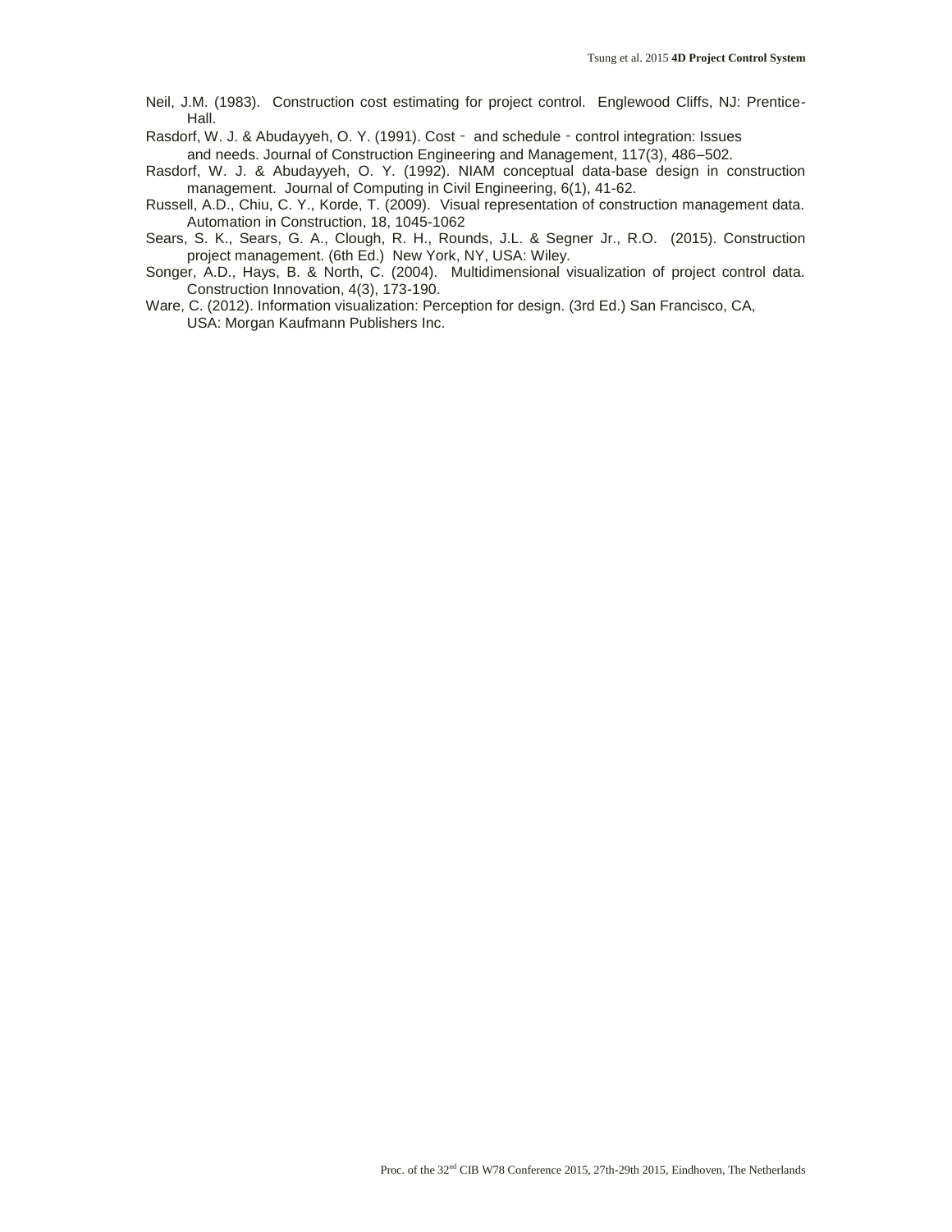Neil, J.M. (1983). Construction cost estimating for project control. Englewood Cliffs, NJ: Prentice-Hall.

Rasdorf, W. J. & Abudayyeh, O. Y. (1991). Cost‐ and schedule‐control integration: Issues and needs. Journal of Construction Engineering and Management, 117(3), 486–502.

Rasdorf, W. J. & Abudayyeh, O. Y. (1992). NIAM conceptual data-base design in construction management. Journal of Computing in Civil Engineering, 6(1), 41-62.

Russell, A.D., Chiu, C. Y., Korde, T. (2009). Visual representation of construction management data. Automation in Construction, 18, 1045-1062

Sears, S. K., Sears, G. A., Clough, R. H., Rounds, J.L. & Segner Jr., R.O. (2015). Construction project management. (6th Ed.) New York, NY, USA: Wiley.

Songer, A.D., Hays, B. & North, C. (2004). Multidimensional visualization of project control data. Construction Innovation, 4(3), 173-190.

Ware, C. (2012). Information visualization: Perception for design. (3rd Ed.) San Francisco, CA, USA: Morgan Kaufmann Publishers Inc.